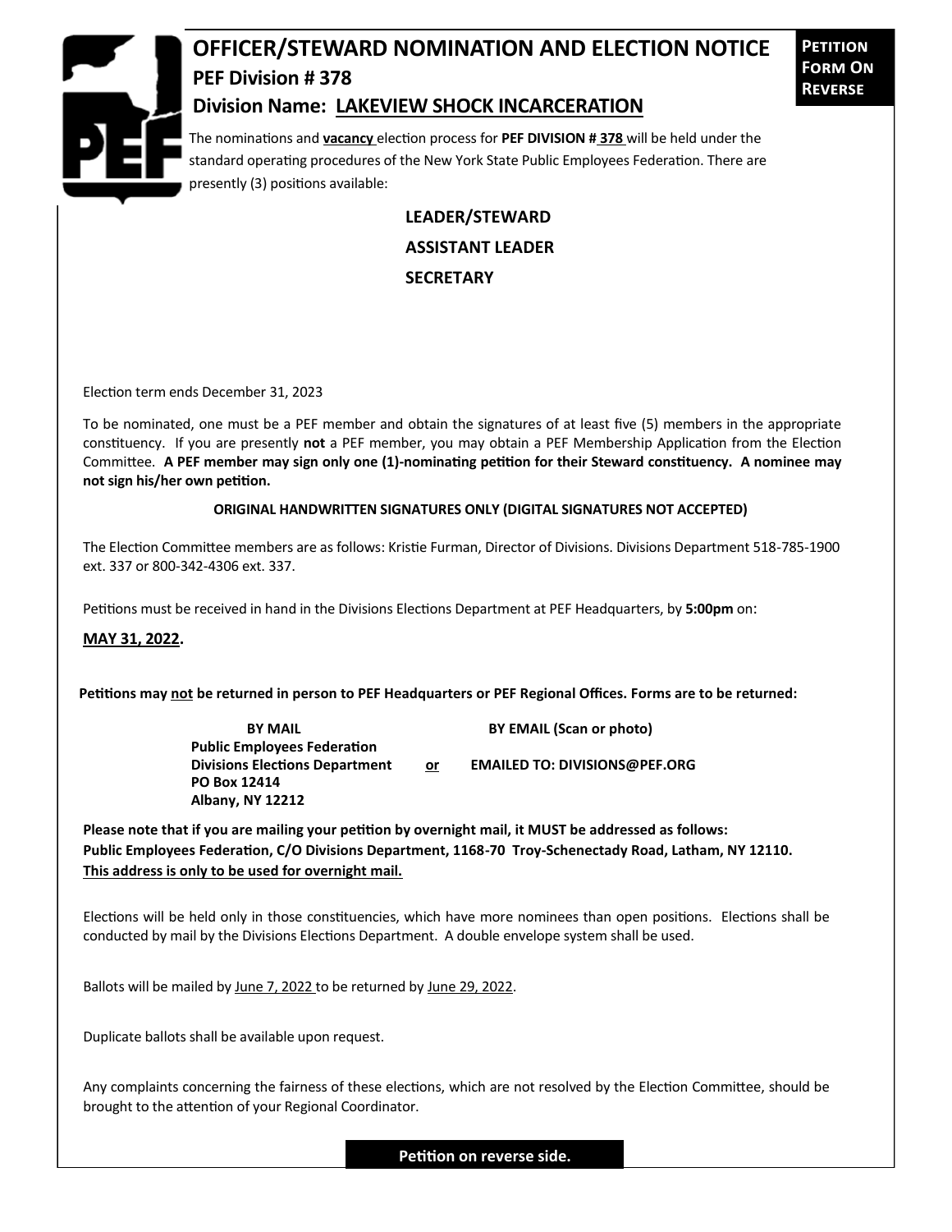# OFFICER/STEWARD NOMINATION AND ELECTION NOTICE

**PETITION FORM ON REVERSE**

## PEF Division # 378

## Division Name: LAKEVIEW SHOCK INCARCERATION

The nominations and **vacancy** election process for **PEF DIVISION # 378** will be held under the standard operating procedures of the New York State Public Employees Federation. There are presently (3) positions available:

**LEADER/STEWARD**

**ASSISTANT LEADER**

**SECRETARY**

Election term ends December 31, 2023

To be nominated, one must be a PEF member and obtain the signatures of at least five (5) members in the appropriate constituency. If you are presently **not** a PEF member, you may obtain a PEF Membership Application from the Election Committee. **A PEF member may sign only one (1)-nominating petition for their Steward constituency. A nominee may not sign his/her own petition.**

**ORIGINAL HANDWRITTEN SIGNATURES ONLY (DIGITAL SIGNATURES NOT ACCEPTED)**

The Election Committee members are as follows: Kristie Furman, Director of Divisions. Divisions Department 518-785-1900 ext. 337 or 800-342-4306 ext. 337.

Petitions must be received in hand in the Divisions Elections Department at PEF Headquarters, by **5:00pm** on:

**MAY 31, 2022.**

**Petitions may not be returned in person to PEF Headquarters or PEF Regional Offices. Forms are to be returned:**

**BY MAIL**
**Public Employees Federation**
**Divisions Elections Department**
**PO Box 12414**
**Albany, NY 12212**

**or**

**BY EMAIL (Scan or photo)**
**EMAILED TO: DIVISIONS@PEF.ORG**

**Please note that if you are mailing your petition by overnight mail, it MUST be addressed as follows: Public Employees Federation, C/O Divisions Department, 1168-70 Troy-Schenectady Road, Latham, NY 12110. This address is only to be used for overnight mail.**

Elections will be held only in those constituencies, which have more nominees than open positions. Elections shall be conducted by mail by the Divisions Elections Department. A double envelope system shall be used.

Ballots will be mailed by June 7, 2022 to be returned by June 29, 2022.

Duplicate ballots shall be available upon request.

Any complaints concerning the fairness of these elections, which are not resolved by the Election Committee, should be brought to the attention of your Regional Coordinator.

**Petition on reverse side.**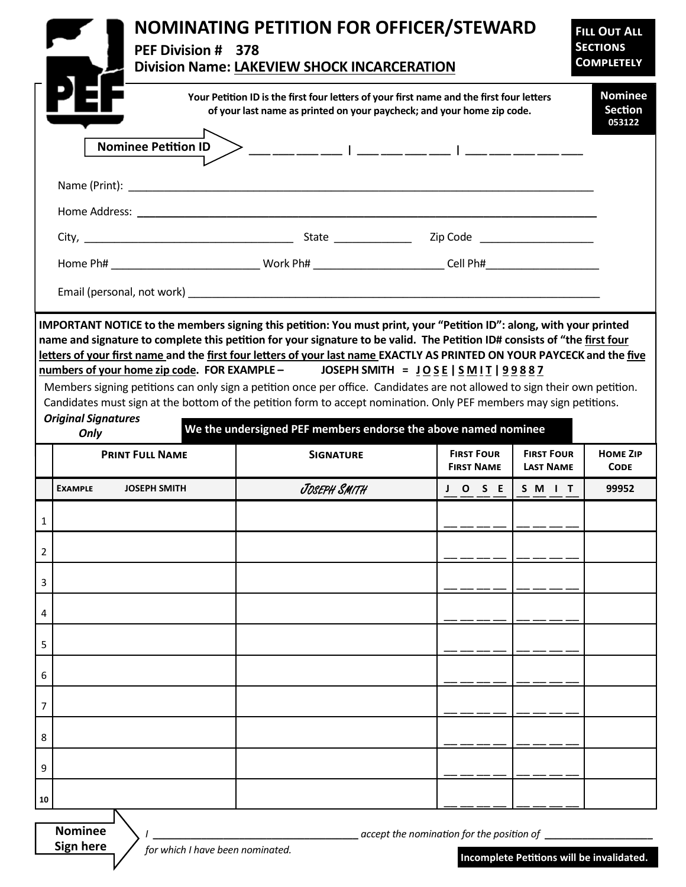# NOMINATING PETITION FOR OFFICER/STEWARD

**PEF Division # 378**
**Division Name: LAKEVIEW SHOCK INCARCERATION**

**FILL OUT ALL SECTIONS COMPLETELY**

**Nominee Section**
**053122**

**Your Petition ID is the first four letters of your first name and the first four letters of your last name as printed on your paycheck; and your home zip code.**

**Nominee Petition ID** ___ ___ ___ ___ | ___ ___ ___ ___ | ___ ___ ___ ___ ___

Name (Print): ________________________________________________

Home Address: ________________________________________________

City, ______________________ State __________ Zip Code _______________

Home Ph# _________________ Work Ph# _________________ Cell Ph# _________________

Email (personal, not work) ________________________________________________

**IMPORTANT NOTICE to the members signing this petition: You must print, your "Petition ID": along, with your printed name and signature to complete this petition for your signature to be valid. The Petition ID# consists of "the first four letters of your first name and the first four letters of your last name EXACTLY AS PRINTED ON YOUR PAYCECK and the five numbers of your home zip code. FOR EXAMPLE – JOSEPH SMITH = J O S E | S M I T | 9 9 8 8 7**

Members signing petitions can only sign a petition once per office. Candidates are not allowed to sign their own petition. Candidates must sign at the bottom of the petition form to accept nomination. Only PEF members may sign petitions.

***Original Signatures Only***

**We the undersigned PEF members endorse the above named nominee**

| | PRINT FULL NAME | SIGNATURE | FIRST FOUR FIRST NAME | FIRST FOUR LAST NAME | HOME ZIP CODE |
|---|---|---|---|---|---|
| | EXAMPLE JOSEPH SMITH | *Joseph Smith* | J O S E | S M I T | 99952 |
| 1 | | | __ __ __ __ | __ __ __ __ | |
| 2 | | | __ __ __ __ | __ __ __ __ | |
| 3 | | | __ __ __ __ | __ __ __ __ | |
| 4 | | | __ __ __ __ | __ __ __ __ | |
| 5 | | | __ __ __ __ | __ __ __ __ | |
| 6 | | | __ __ __ __ | __ __ __ __ | |
| 7 | | | __ __ __ __ | __ __ __ __ | |
| 8 | | | __ __ __ __ | __ __ __ __ | |
| 9 | | | __ __ __ __ | __ __ __ __ | |
| 10 | | | __ __ __ __ | __ __ __ __ | |

**Nominee Sign here**

*I ______________________________ accept the nomination for the position of _______________ for which I have been nominated.*

**Incomplete Petitions will be invalidated.**